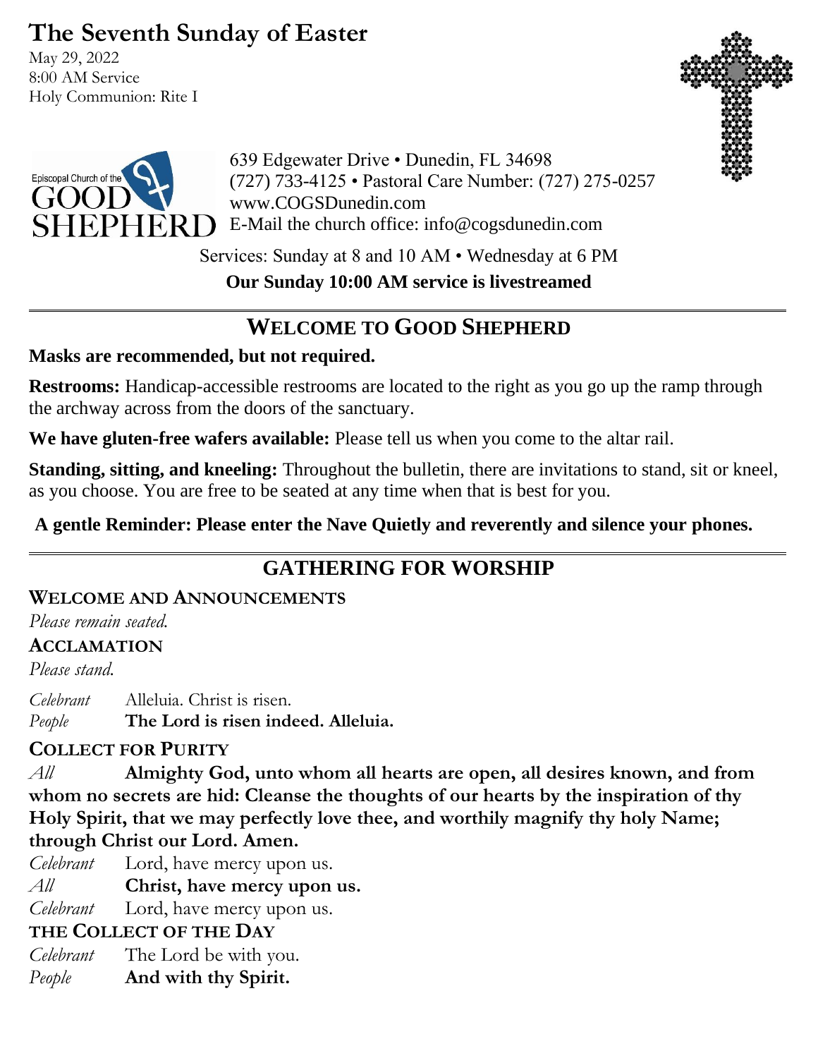# The Seventh Sunday of Easter

May 29, 2022
8:00 AM Service
Holy Communion: Rite I

Episcopal Church of the GOOD SHEPHERD

639 Edgewater Drive • Dunedin, FL 34698
(727) 733-4125 • Pastoral Care Number: (727) 275-0257
www.COGSDunedin.com
E-Mail the church office: info@cogsdunedin.com

Services: Sunday at 8 and 10 AM • Wednesday at 6 PM

**Our Sunday 10:00 AM service is livestreamed**

## WELCOME TO GOOD SHEPHERD

**Masks are recommended, but not required.**

**Restrooms:** Handicap-accessible restrooms are located to the right as you go up the ramp through the archway across from the doors of the sanctuary.

**We have gluten-free wafers available:** Please tell us when you come to the altar rail.

**Standing, sitting, and kneeling:** Throughout the bulletin, there are invitations to stand, sit or kneel, as you choose. You are free to be seated at any time when that is best for you.

**A gentle Reminder: Please enter the Nave Quietly and reverently and silence your phones.**

## GATHERING FOR WORSHIP

### WELCOME AND ANNOUNCEMENTS

*Please remain seated.*

### ACCLAMATION

*Please stand.*

*Celebrant* Alleluia. Christ is risen.
*People* **The Lord is risen indeed. Alleluia.**

### COLLECT FOR PURITY

*All* **Almighty God, unto whom all hearts are open, all desires known, and from whom no secrets are hid: Cleanse the thoughts of our hearts by the inspiration of thy Holy Spirit, that we may perfectly love thee, and worthily magnify thy holy Name; through Christ our Lord. Amen.**

*Celebrant* Lord, have mercy upon us.
*All* **Christ, have mercy upon us.**
*Celebrant* Lord, have mercy upon us.

### THE COLLECT OF THE DAY

*Celebrant* The Lord be with you.
*People* **And with thy Spirit.**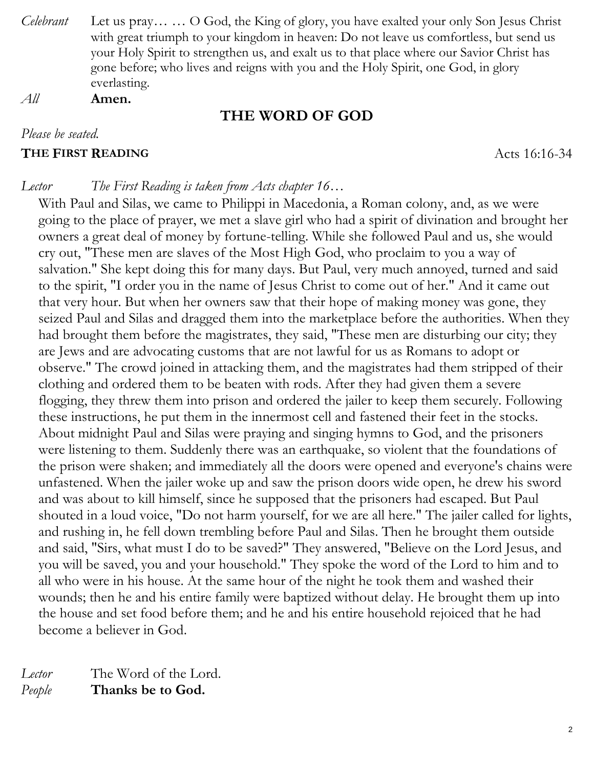*Celebrant* Let us pray… … O God, the King of glory, you have exalted your only Son Jesus Christ with great triumph to your kingdom in heaven: Do not leave us comfortless, but send us your Holy Spirit to strengthen us, and exalt us to that place where our Savior Christ has gone before; who lives and reigns with you and the Holy Spirit, one God, in glory everlasting.

*All* **Amen.**

## THE WORD OF GOD

*Please be seated.*

**THE FIRST READING** Acts 16:16-34

*Lector* *The First Reading is taken from Acts chapter 16…*

With Paul and Silas, we came to Philippi in Macedonia, a Roman colony, and, as we were going to the place of prayer, we met a slave girl who had a spirit of divination and brought her owners a great deal of money by fortune-telling. While she followed Paul and us, she would cry out, "These men are slaves of the Most High God, who proclaim to you a way of salvation." She kept doing this for many days. But Paul, very much annoyed, turned and said to the spirit, "I order you in the name of Jesus Christ to come out of her." And it came out that very hour. But when her owners saw that their hope of making money was gone, they seized Paul and Silas and dragged them into the marketplace before the authorities. When they had brought them before the magistrates, they said, "These men are disturbing our city; they are Jews and are advocating customs that are not lawful for us as Romans to adopt or observe." The crowd joined in attacking them, and the magistrates had them stripped of their clothing and ordered them to be beaten with rods. After they had given them a severe flogging, they threw them into prison and ordered the jailer to keep them securely. Following these instructions, he put them in the innermost cell and fastened their feet in the stocks. About midnight Paul and Silas were praying and singing hymns to God, and the prisoners were listening to them. Suddenly there was an earthquake, so violent that the foundations of the prison were shaken; and immediately all the doors were opened and everyone's chains were unfastened. When the jailer woke up and saw the prison doors wide open, he drew his sword and was about to kill himself, since he supposed that the prisoners had escaped. But Paul shouted in a loud voice, "Do not harm yourself, for we are all here." The jailer called for lights, and rushing in, he fell down trembling before Paul and Silas. Then he brought them outside and said, "Sirs, what must I do to be saved?" They answered, "Believe on the Lord Jesus, and you will be saved, you and your household." They spoke the word of the Lord to him and to all who were in his house. At the same hour of the night he took them and washed their wounds; then he and his entire family were baptized without delay. He brought them up into the house and set food before them; and he and his entire household rejoiced that he had become a believer in God.

*Lector* The Word of the Lord.

*People* **Thanks be to God.**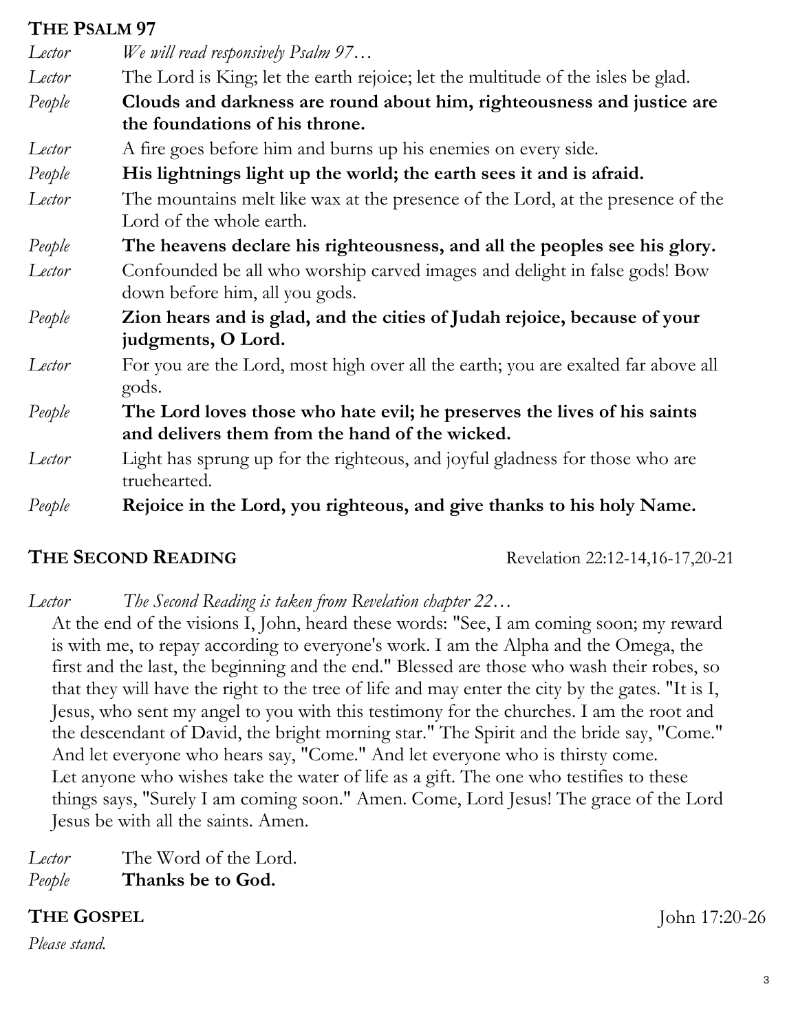## THE PSALM 97

*Lector* *We will read responsively Psalm 97…*

*Lector* The Lord is King; let the earth rejoice; let the multitude of the isles be glad.

*People* **Clouds and darkness are round about him, righteousness and justice are the foundations of his throne.**

*Lector* A fire goes before him and burns up his enemies on every side.

*People* **His lightnings light up the world; the earth sees it and is afraid.**

*Lector* The mountains melt like wax at the presence of the Lord, at the presence of the Lord of the whole earth.

*People* **The heavens declare his righteousness, and all the peoples see his glory.**

*Lector* Confounded be all who worship carved images and delight in false gods! Bow down before him, all you gods.

*People* **Zion hears and is glad, and the cities of Judah rejoice, because of your judgments, O Lord.**

*Lector* For you are the Lord, most high over all the earth; you are exalted far above all gods.

*People* **The Lord loves those who hate evil; he preserves the lives of his saints and delivers them from the hand of the wicked.**

*Lector* Light has sprung up for the righteous, and joyful gladness for those who are truehearted.

*People* **Rejoice in the Lord, you righteous, and give thanks to his holy Name.**

## THE SECOND READING

Revelation 22:12-14,16-17,20-21

*Lector* *The Second Reading is taken from Revelation chapter 22…*

At the end of the visions I, John, heard these words: "See, I am coming soon; my reward is with me, to repay according to everyone's work. I am the Alpha and the Omega, the first and the last, the beginning and the end." Blessed are those who wash their robes, so that they will have the right to the tree of life and may enter the city by the gates. "It is I, Jesus, who sent my angel to you with this testimony for the churches. I am the root and the descendant of David, the bright morning star." The Spirit and the bride say, "Come." And let everyone who hears say, "Come." And let everyone who is thirsty come. Let anyone who wishes take the water of life as a gift. The one who testifies to these things says, "Surely I am coming soon." Amen. Come, Lord Jesus! The grace of the Lord Jesus be with all the saints. Amen.

*Lector* The Word of the Lord.

*People* **Thanks be to God.**

## THE GOSPEL

John 17:20-26

*Please stand.*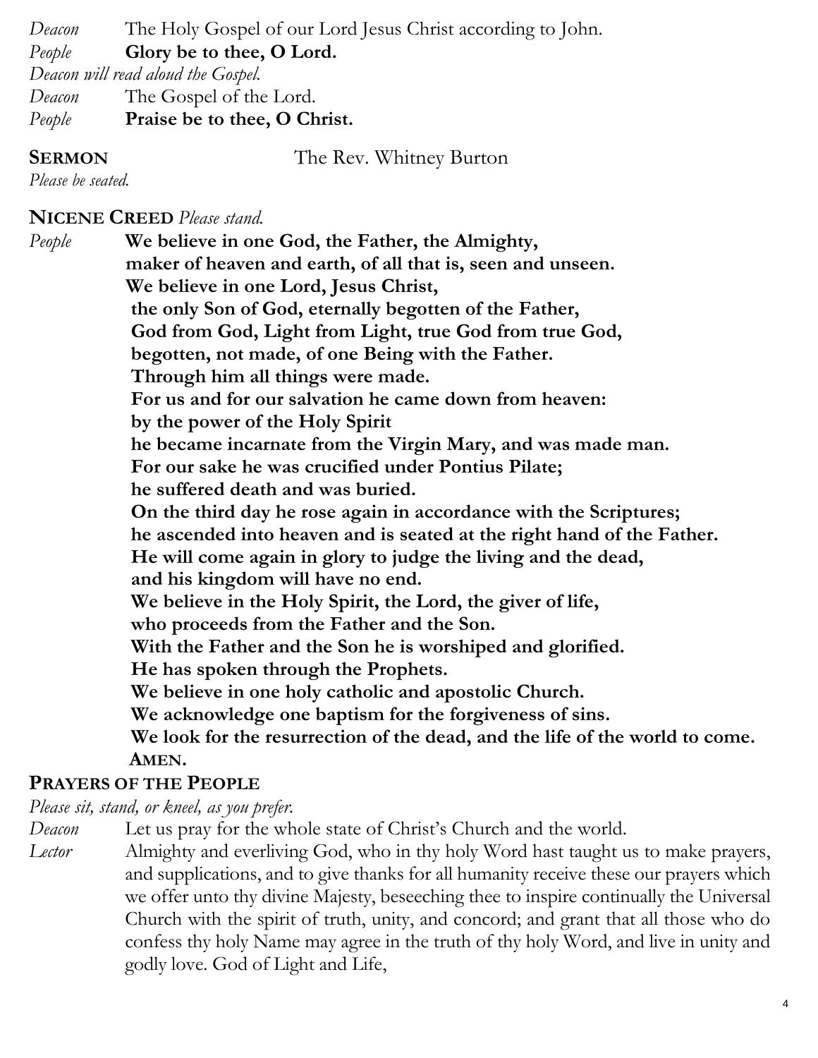*Deacon* The Holy Gospel of our Lord Jesus Christ according to John.
*People* **Glory be to thee, O Lord.**
*Deacon will read aloud the Gospel.*
*Deacon* The Gospel of the Lord.
*People* **Praise be to thee, O Christ.**

**SERMON** The Rev. Whitney Burton
*Please be seated.*

**NICENE CREED** *Please stand.*

*People* **We believe in one God, the Father, the Almighty,**
**maker of heaven and earth, of all that is, seen and unseen.**
**We believe in one Lord, Jesus Christ,**
**the only Son of God, eternally begotten of the Father,**
**God from God, Light from Light, true God from true God,**
**begotten, not made, of one Being with the Father.**
**Through him all things were made.**
**For us and for our salvation he came down from heaven:**
**by the power of the Holy Spirit**
**he became incarnate from the Virgin Mary, and was made man.**
**For our sake he was crucified under Pontius Pilate;**
**he suffered death and was buried.**
**On the third day he rose again in accordance with the Scriptures;**
**he ascended into heaven and is seated at the right hand of the Father.**
**He will come again in glory to judge the living and the dead,**
**and his kingdom will have no end.**
**We believe in the Holy Spirit, the Lord, the giver of life,**
**who proceeds from the Father and the Son.**
**With the Father and the Son he is worshiped and glorified.**
**He has spoken through the Prophets.**
**We believe in one holy catholic and apostolic Church.**
**We acknowledge one baptism for the forgiveness of sins.**
**We look for the resurrection of the dead, and the life of the world to come.**
**AMEN.**

**PRAYERS OF THE PEOPLE**
*Please sit, stand, or kneel, as you prefer.*

*Deacon* Let us pray for the whole state of Christ's Church and the world.
*Lector* Almighty and everliving God, who in thy holy Word hast taught us to make prayers, and supplications, and to give thanks for all humanity receive these our prayers which we offer unto thy divine Majesty, beseeching thee to inspire continually the Universal Church with the spirit of truth, unity, and concord; and grant that all those who do confess thy holy Name may agree in the truth of thy holy Word, and live in unity and godly love. God of Light and Life,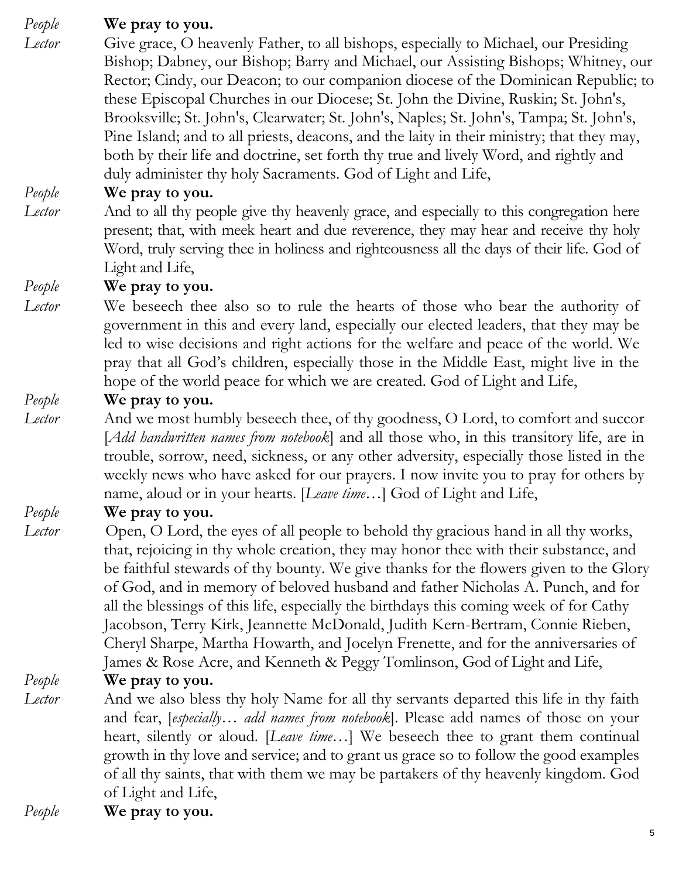*People* **We pray to you.**

*Lector* Give grace, O heavenly Father, to all bishops, especially to Michael, our Presiding Bishop; Dabney, our Bishop; Barry and Michael, our Assisting Bishops; Whitney, our Rector; Cindy, our Deacon; to our companion diocese of the Dominican Republic; to these Episcopal Churches in our Diocese; St. John the Divine, Ruskin; St. John's, Brooksville; St. John's, Clearwater; St. John's, Naples; St. John's, Tampa; St. John's, Pine Island; and to all priests, deacons, and the laity in their ministry; that they may, both by their life and doctrine, set forth thy true and lively Word, and rightly and duly administer thy holy Sacraments. God of Light and Life,

*People* **We pray to you.**

*Lector* And to all thy people give thy heavenly grace, and especially to this congregation here present; that, with meek heart and due reverence, they may hear and receive thy holy Word, truly serving thee in holiness and righteousness all the days of their life. God of Light and Life,

*People* **We pray to you.**

*Lector* We beseech thee also so to rule the hearts of those who bear the authority of government in this and every land, especially our elected leaders, that they may be led to wise decisions and right actions for the welfare and peace of the world. We pray that all God's children, especially those in the Middle East, might live in the hope of the world peace for which we are created. God of Light and Life,

*People* **We pray to you.**

*Lector* And we most humbly beseech thee, of thy goodness, O Lord, to comfort and succor [*Add handwritten names from notebook*] and all those who, in this transitory life, are in trouble, sorrow, need, sickness, or any other adversity, especially those listed in the weekly news who have asked for our prayers. I now invite you to pray for others by name, aloud or in your hearts. [*Leave time*…] God of Light and Life,

*People* **We pray to you.**

*Lector* Open, O Lord, the eyes of all people to behold thy gracious hand in all thy works, that, rejoicing in thy whole creation, they may honor thee with their substance, and be faithful stewards of thy bounty. We give thanks for the flowers given to the Glory of God, and in memory of beloved husband and father Nicholas A. Punch, and for all the blessings of this life, especially the birthdays this coming week of for Cathy Jacobson, Terry Kirk, Jeannette McDonald, Judith Kern-Bertram, Connie Rieben, Cheryl Sharpe, Martha Howarth, and Jocelyn Frenette, and for the anniversaries of James & Rose Acre, and Kenneth & Peggy Tomlinson, God of Light and Life,

*People* **We pray to you.**

*Lector* And we also bless thy holy Name for all thy servants departed this life in thy faith and fear, [*especially… add names from notebook*]. Please add names of those on your heart, silently or aloud. [*Leave time*…] We beseech thee to grant them continual growth in thy love and service; and to grant us grace so to follow the good examples of all thy saints, that with them we may be partakers of thy heavenly kingdom. God of Light and Life,

*People* **We pray to you.**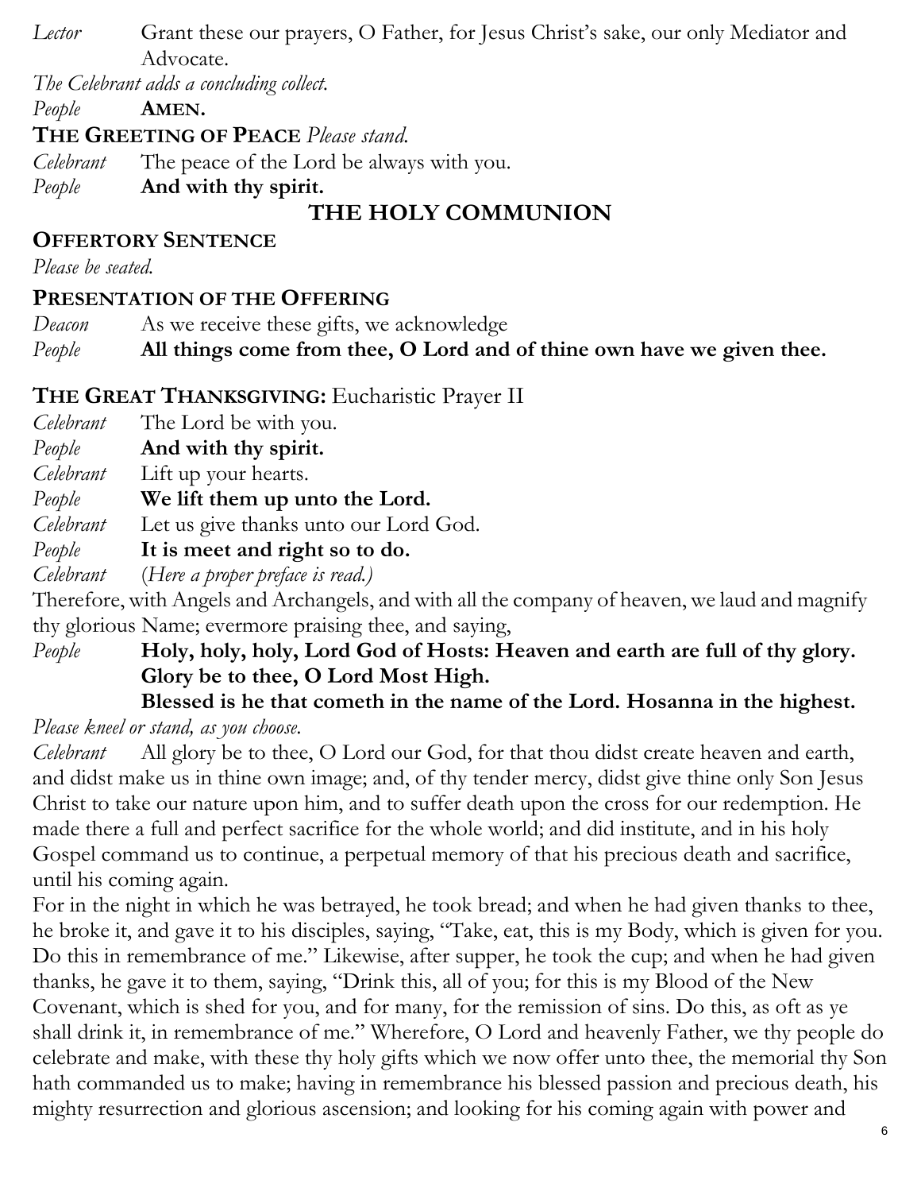*Lector* Grant these our prayers, O Father, for Jesus Christ's sake, our only Mediator and Advocate.

*The Celebrant adds a concluding collect.*

*People* **AMEN.**

**THE GREETING OF PEACE** *Please stand.*

*Celebrant* The peace of the Lord be always with you.

*People* **And with thy spirit.**

## THE HOLY COMMUNION

**OFFERTORY SENTENCE**

*Please be seated.*

**PRESENTATION OF THE OFFERING**

*Deacon* As we receive these gifts, we acknowledge

*People* **All things come from thee, O Lord and of thine own have we given thee.**

**THE GREAT THANKSGIVING:** Eucharistic Prayer II

*Celebrant* The Lord be with you.

*People* **And with thy spirit.**

*Celebrant* Lift up your hearts.

*People* **We lift them up unto the Lord.**

*Celebrant* Let us give thanks unto our Lord God.

*People* **It is meet and right so to do.**

*Celebrant* (*Here a proper preface is read.*)

Therefore, with Angels and Archangels, and with all the company of heaven, we laud and magnify thy glorious Name; evermore praising thee, and saying,

*People* **Holy, holy, holy, Lord God of Hosts: Heaven and earth are full of thy glory. Glory be to thee, O Lord Most High.**
**Blessed is he that cometh in the name of the Lord. Hosanna in the highest.**

*Please kneel or stand, as you choose.*

*Celebrant* All glory be to thee, O Lord our God, for that thou didst create heaven and earth, and didst make us in thine own image; and, of thy tender mercy, didst give thine only Son Jesus Christ to take our nature upon him, and to suffer death upon the cross for our redemption. He made there a full and perfect sacrifice for the whole world; and did institute, and in his holy Gospel command us to continue, a perpetual memory of that his precious death and sacrifice, until his coming again.

For in the night in which he was betrayed, he took bread; and when he had given thanks to thee, he broke it, and gave it to his disciples, saying, "Take, eat, this is my Body, which is given for you. Do this in remembrance of me." Likewise, after supper, he took the cup; and when he had given thanks, he gave it to them, saying, "Drink this, all of you; for this is my Blood of the New Covenant, which is shed for you, and for many, for the remission of sins. Do this, as oft as ye shall drink it, in remembrance of me." Wherefore, O Lord and heavenly Father, we thy people do celebrate and make, with these thy holy gifts which we now offer unto thee, the memorial thy Son hath commanded us to make; having in remembrance his blessed passion and precious death, his mighty resurrection and glorious ascension; and looking for his coming again with power and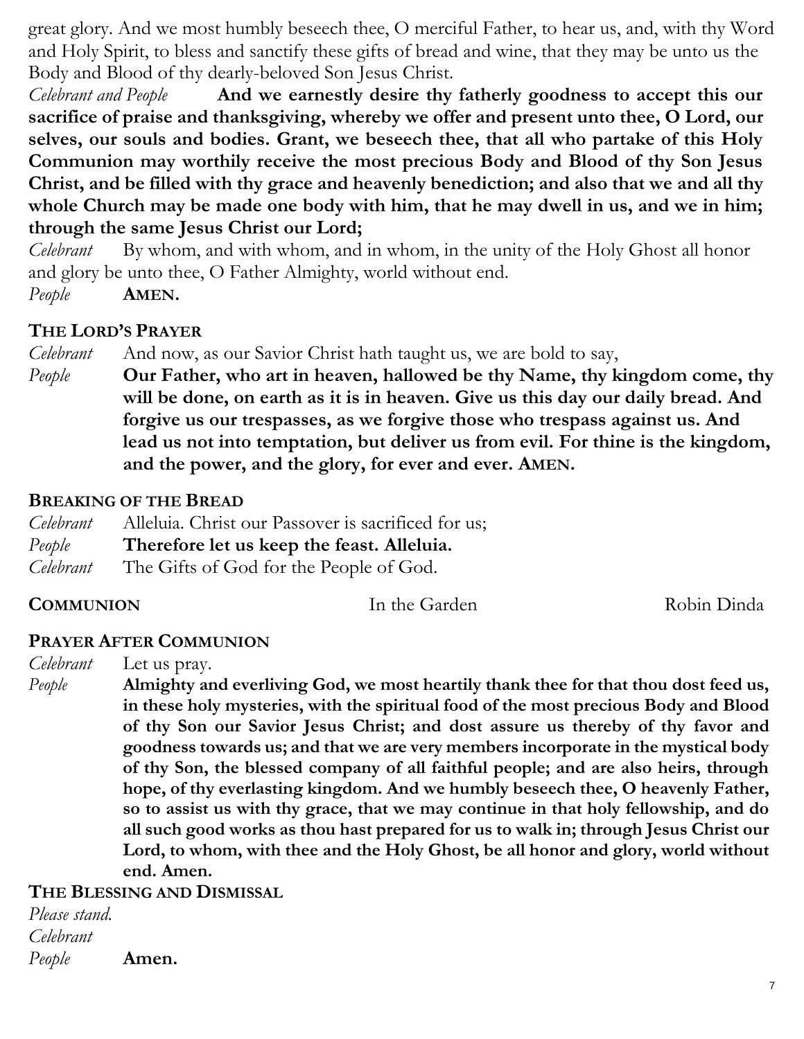great glory. And we most humbly beseech thee, O merciful Father, to hear us, and, with thy Word and Holy Spirit, to bless and sanctify these gifts of bread and wine, that they may be unto us the Body and Blood of thy dearly-beloved Son Jesus Christ.

*Celebrant and People* **And we earnestly desire thy fatherly goodness to accept this our sacrifice of praise and thanksgiving, whereby we offer and present unto thee, O Lord, our selves, our souls and bodies. Grant, we beseech thee, that all who partake of this Holy Communion may worthily receive the most precious Body and Blood of thy Son Jesus Christ, and be filled with thy grace and heavenly benediction; and also that we and all thy whole Church may be made one body with him, that he may dwell in us, and we in him; through the same Jesus Christ our Lord;**

*Celebrant* By whom, and with whom, and in whom, in the unity of the Holy Ghost all honor and glory be unto thee, O Father Almighty, world without end.

*People* **AMEN.**

## THE LORD'S PRAYER

*Celebrant* And now, as our Savior Christ hath taught us, we are bold to say,

*People* **Our Father, who art in heaven, hallowed be thy Name, thy kingdom come, thy will be done, on earth as it is in heaven. Give us this day our daily bread. And forgive us our trespasses, as we forgive those who trespass against us. And lead us not into temptation, but deliver us from evil. For thine is the kingdom, and the power, and the glory, for ever and ever. AMEN.**

## BREAKING OF THE BREAD

*Celebrant* Alleluia. Christ our Passover is sacrificed for us;

*People* **Therefore let us keep the feast. Alleluia.**

*Celebrant* The Gifts of God for the People of God.

**COMMUNION** In the Garden Robin Dinda

## PRAYER AFTER COMMUNION

*Celebrant* Let us pray.

*People* **Almighty and everliving God, we most heartily thank thee for that thou dost feed us, in these holy mysteries, with the spiritual food of the most precious Body and Blood of thy Son our Savior Jesus Christ; and dost assure us thereby of thy favor and goodness towards us; and that we are very members incorporate in the mystical body of thy Son, the blessed company of all faithful people; and are also heirs, through hope, of thy everlasting kingdom. And we humbly beseech thee, O heavenly Father, so to assist us with thy grace, that we may continue in that holy fellowship, and do all such good works as thou hast prepared for us to walk in; through Jesus Christ our Lord, to whom, with thee and the Holy Ghost, be all honor and glory, world without end. Amen.**

## THE BLESSING AND DISMISSAL

*Please stand.*

*Celebrant*

*People* **Amen.**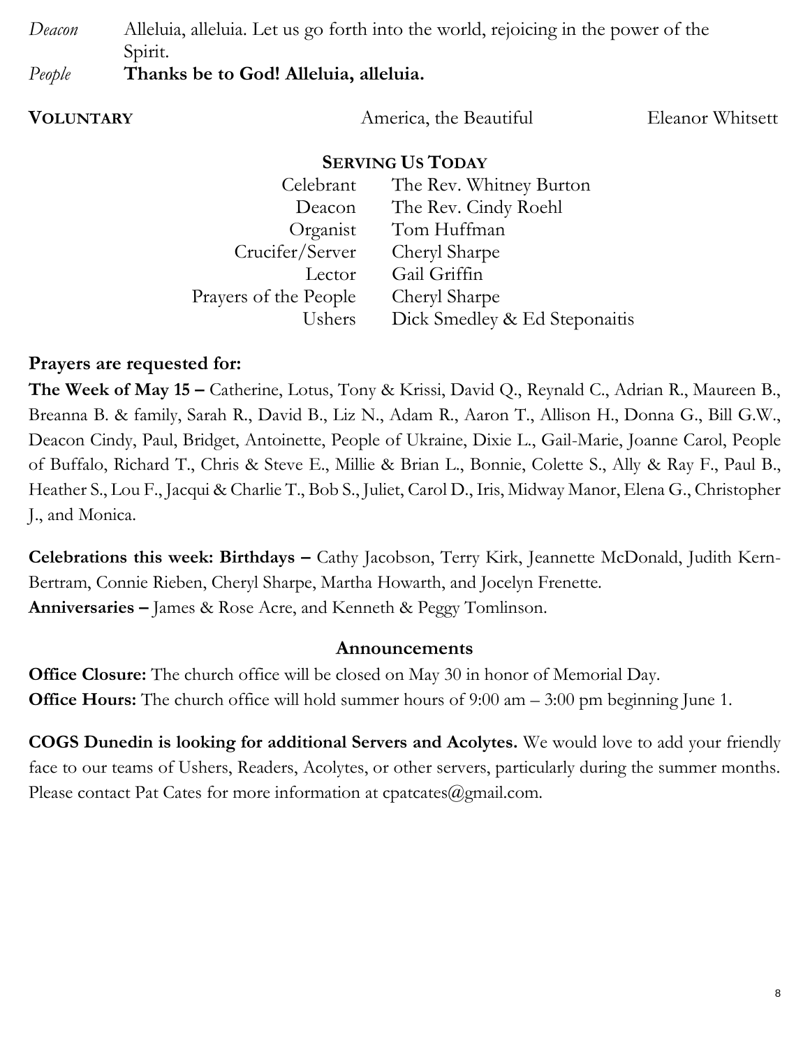*Deacon* Alleluia, alleluia. Let us go forth into the world, rejoicing in the power of the Spirit.

*People* **Thanks be to God! Alleluia, alleluia.**

**VOLUNTARY** America, the Beautiful Eleanor Whitsett

## SERVING US TODAY

| | |
|---|---|
| Celebrant | The Rev. Whitney Burton |
| Deacon | The Rev. Cindy Roehl |
| Organist | Tom Huffman |
| Crucifer/Server | Cheryl Sharpe |
| Lector | Gail Griffin |
| Prayers of the People | Cheryl Sharpe |
| Ushers | Dick Smedley & Ed Steponaitis |

## Prayers are requested for:

**The Week of May 15 –** Catherine, Lotus, Tony & Krissi, David Q., Reynald C., Adrian R., Maureen B., Breanna B. & family, Sarah R., David B., Liz N., Adam R., Aaron T., Allison H., Donna G., Bill G.W., Deacon Cindy, Paul, Bridget, Antoinette, People of Ukraine, Dixie L., Gail-Marie, Joanne Carol, People of Buffalo, Richard T., Chris & Steve E., Millie & Brian L., Bonnie, Colette S., Ally & Ray F., Paul B., Heather S., Lou F., Jacqui & Charlie T., Bob S., Juliet, Carol D., Iris, Midway Manor, Elena G., Christopher J., and Monica.

**Celebrations this week: Birthdays –** Cathy Jacobson, Terry Kirk, Jeannette McDonald, Judith Kern-Bertram, Connie Rieben, Cheryl Sharpe, Martha Howarth, and Jocelyn Frenette.
**Anniversaries –** James & Rose Acre, and Kenneth & Peggy Tomlinson.

## Announcements

**Office Closure:** The church office will be closed on May 30 in honor of Memorial Day.
**Office Hours:** The church office will hold summer hours of 9:00 am – 3:00 pm beginning June 1.

**COGS Dunedin is looking for additional Servers and Acolytes.** We would love to add your friendly face to our teams of Ushers, Readers, Acolytes, or other servers, particularly during the summer months. Please contact Pat Cates for more information at cpatcates@gmail.com.